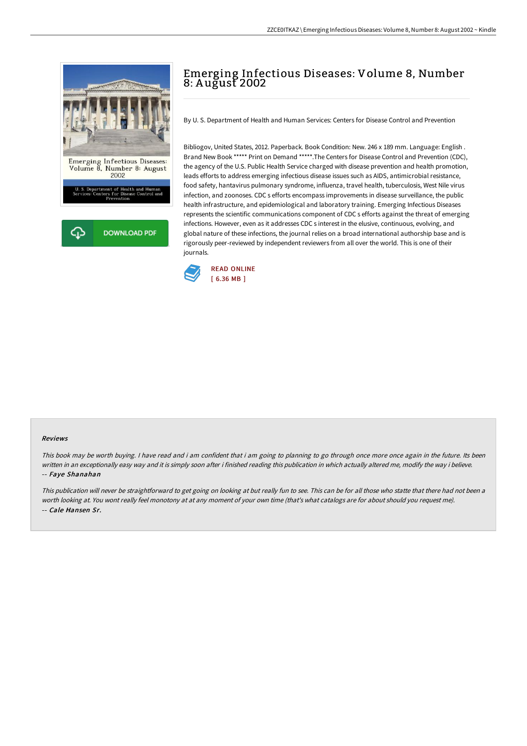# Emerging Infectious Diseases: Volume 8, Number 8: August 2002

By U. S. Department of Health and Human Services: Centers for Disease Control and Prevention

Bibliogov, United States, 2012. Paperback. Book Condition: New. 246 x 189 mm. Language: English . Brand New Book ***** Print on Demand *****.The Centers for Disease Control and Prevention (CDC), the agency of the U.S. Public Health Service charged with disease prevention and health promotion, leads efforts to address emerging infectious disease issues such as AIDS, antimicrobial resistance, food safety, hantavirus pulmonary syndrome, influenza, travel health, tuberculosis, West Nile virus infection, and zoonoses. CDC s efforts encompass improvements in disease surveillance, the public health infrastructure, and epidemiological and laboratory training. Emerging Infectious Diseases represents the scientific communications component of CDC s efforts against the threat of emerging infections. However, even as it addresses CDC s interest in the elusive, continuous, evolving, and global nature of these infections, the journal relies on a broad international authorship base and is rigorously peer-reviewed by independent reviewers from all over the world. This is one of their journals.

READ ONLINE
[ 6.36 MB ]

DOWNLOAD PDF

#### Reviews

*This book may be worth buying. I have read and i am confident that i am going to planning to go through once more once again in the future. Its been written in an exceptionally easy way and it is simply soon after i finished reading this publication in which actually altered me, modify the way i believe.*
-- *Faye Shanahan*

*This publication will never be straightforward to get going on looking at but really fun to see. This can be for all those who statte that there had not been a worth looking at. You wont really feel monotony at at any moment of your own time (that's what catalogs are for about should you request me).*
-- *Cale Hansen Sr.*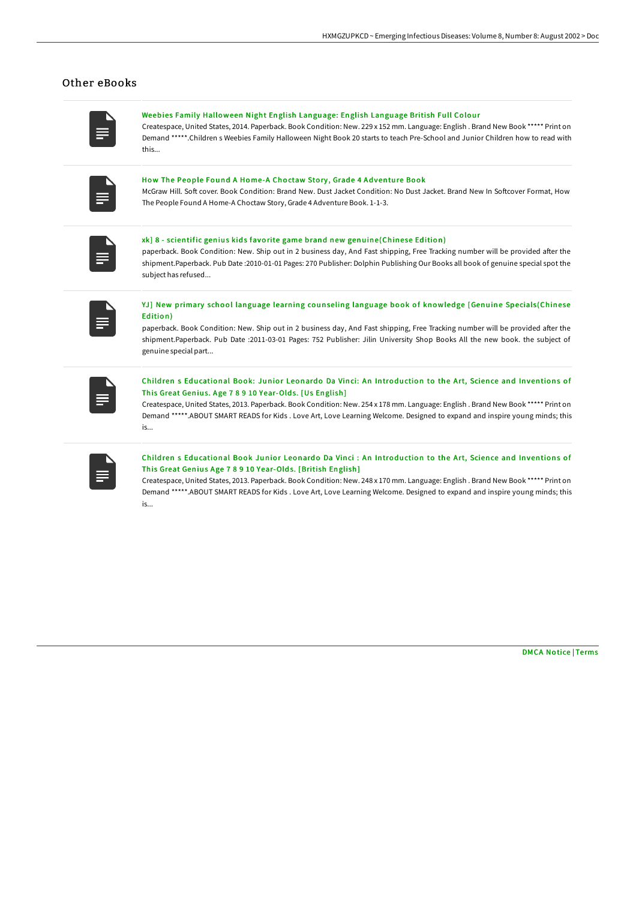## Other eBooks

### Weebies Family Halloween Night English Language: English Language British Full Colour

Createspace, United States, 2014. Paperback. Book Condition: New. 229 x 152 mm. Language: English . Brand New Book ***** Print on Demand *****.Children s Weebies Family Halloween Night Book 20 starts to teach Pre-School and Junior Children how to read with this...

### How The People Found A Home-A Choctaw Story, Grade 4 Adventure Book

McGraw Hill. Soft cover. Book Condition: Brand New. Dust Jacket Condition: No Dust Jacket. Brand New In Softcover Format, How The People Found A Home-A Choctaw Story, Grade 4 Adventure Book. 1-1-3.

### xk] 8 - scientific genius kids favorite game brand new genuine(Chinese Edition)

paperback. Book Condition: New. Ship out in 2 business day, And Fast shipping, Free Tracking number will be provided after the shipment.Paperback. Pub Date :2010-01-01 Pages: 270 Publisher: Dolphin Publishing Our Books all book of genuine special spot the subject has refused...

### YJ] New primary school language learning counseling language book of knowledge [Genuine Specials(Chinese Edition)

paperback. Book Condition: New. Ship out in 2 business day, And Fast shipping, Free Tracking number will be provided after the shipment.Paperback. Pub Date :2011-03-01 Pages: 752 Publisher: Jilin University Shop Books All the new book. the subject of genuine special part...

### Children s Educational Book: Junior Leonardo Da Vinci: An Introduction to the Art, Science and Inventions of This Great Genius. Age 7 8 9 10 Year-Olds. [Us English]

Createspace, United States, 2013. Paperback. Book Condition: New. 254 x 178 mm. Language: English . Brand New Book ***** Print on Demand *****.ABOUT SMART READS for Kids . Love Art, Love Learning Welcome. Designed to expand and inspire young minds; this is...

### Children s Educational Book Junior Leonardo Da Vinci : An Introduction to the Art, Science and Inventions of This Great Genius Age 7 8 9 10 Year-Olds. [British English]

Createspace, United States, 2013. Paperback. Book Condition: New. 248 x 170 mm. Language: English . Brand New Book ***** Print on Demand *****.ABOUT SMART READS for Kids . Love Art, Love Learning Welcome. Designed to expand and inspire young minds; this is...